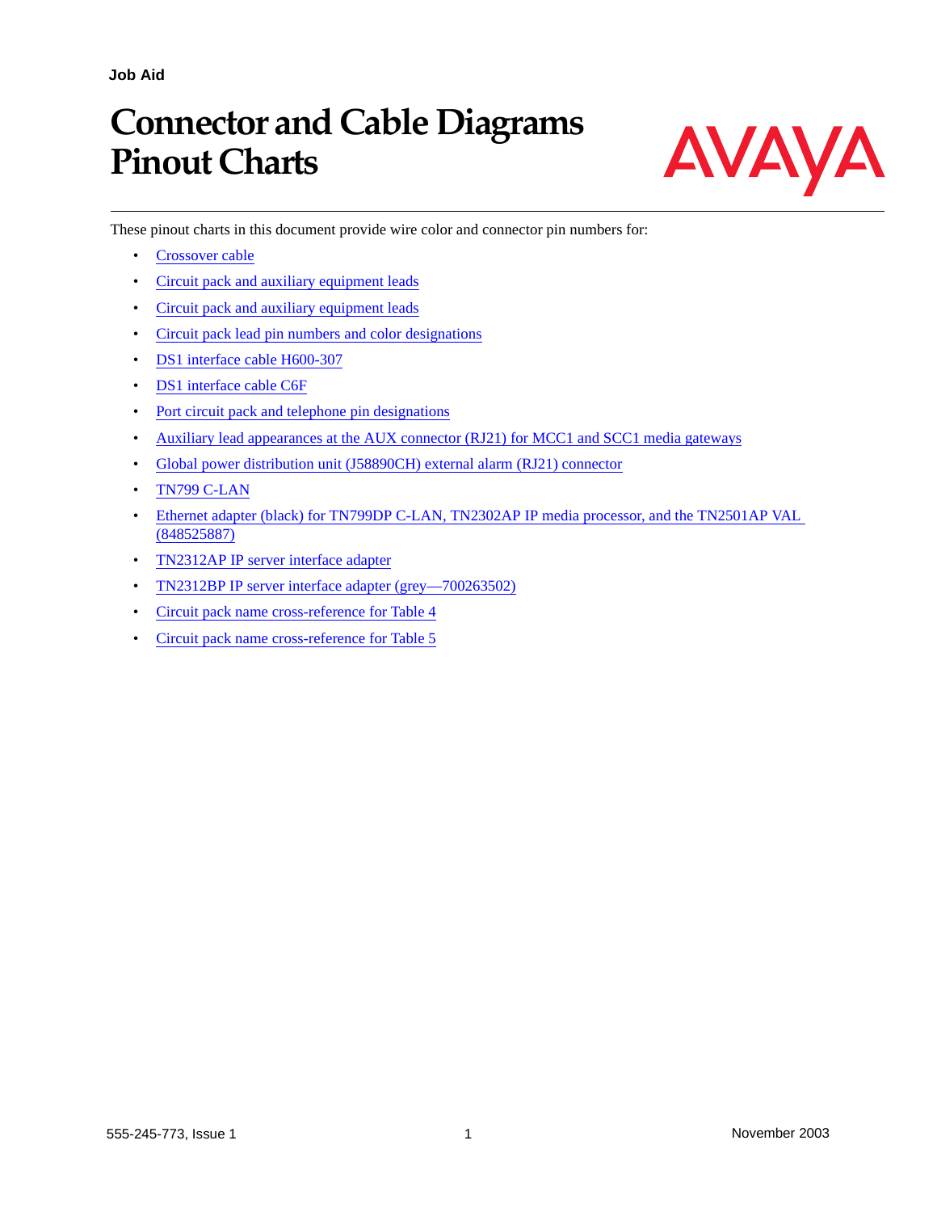Job Aid

# Connector and Cable Diagrams Pinout Charts

These pinout charts in this document provide wire color and connector pin numbers for:

- Crossover cable
- Circuit pack and auxiliary equipment leads
- Circuit pack and auxiliary equipment leads
- Circuit pack lead pin numbers and color designations
- DS1 interface cable H600-307
- DS1 interface cable C6F
- Port circuit pack and telephone pin designations
- Auxiliary lead appearances at the AUX connector (RJ21) for MCC1 and SCC1 media gateways
- Global power distribution unit (J58890CH) external alarm (RJ21) connector
- TN799 C-LAN
- Ethernet adapter (black) for TN799DP C-LAN, TN2302AP IP media processor, and the TN2501AP VAL (848525887)
- TN2312AP IP server interface adapter
- TN2312BP IP server interface adapter (grey—700263502)
- Circuit pack name cross-reference for Table 4
- Circuit pack name cross-reference for Table 5

555-245-773, Issue 1

November 2003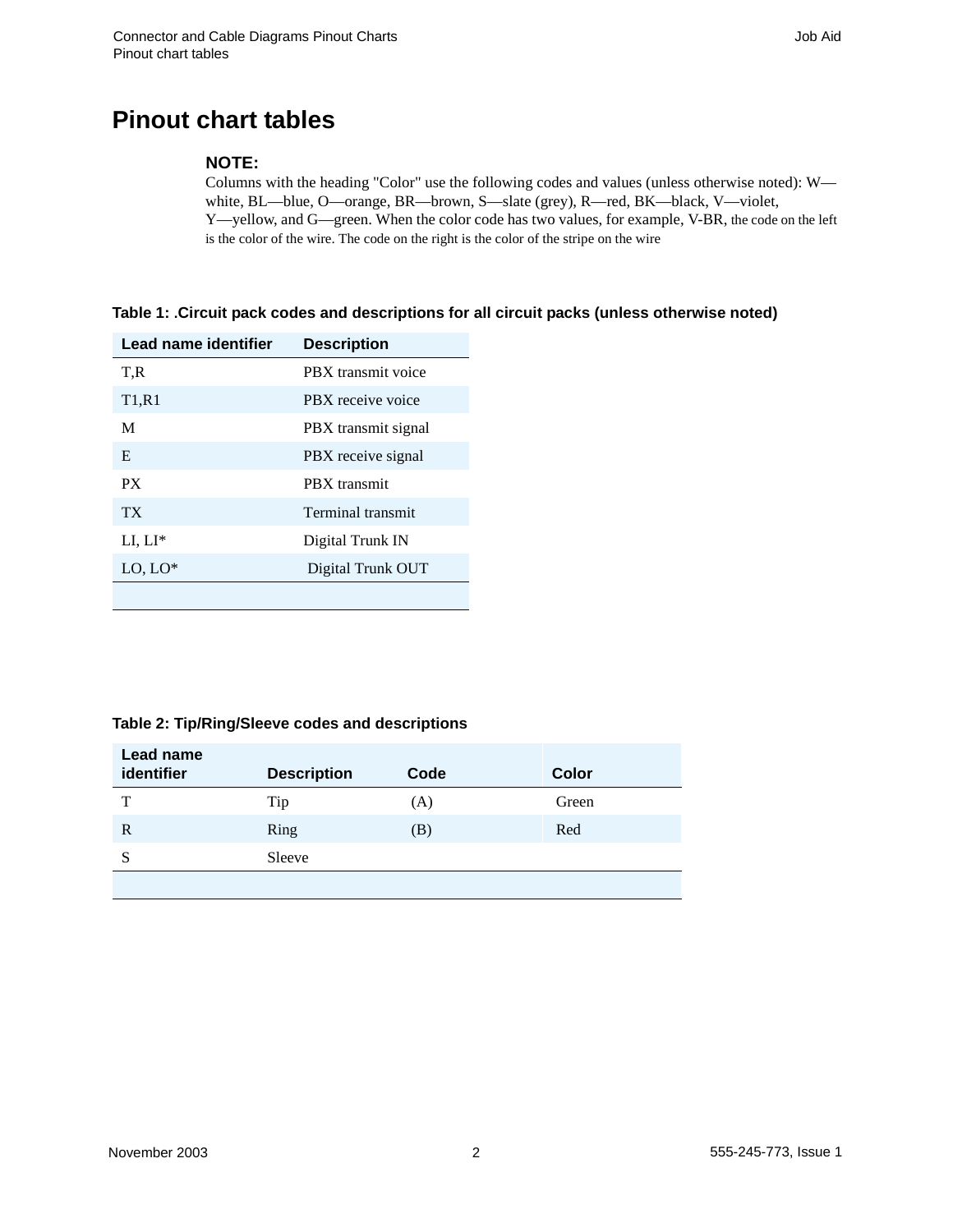# Pinout chart tables

**NOTE:**
Columns with the heading "Color" use the following codes and values (unless otherwise noted): W—white, BL—blue, O—orange, BR—brown, S—slate (grey), R—red, BK—black, V—violet, Y—yellow, and G—green. When the color code has two values, for example, V-BR, the code on the left is the color of the wire. The code on the right is the color of the stripe on the wire

**Table 1: .Circuit pack codes and descriptions for all circuit packs (unless otherwise noted)**

| Lead name identifier | Description |
|---|---|
| T,R | PBX transmit voice |
| T1,R1 | PBX receive voice |
| M | PBX transmit signal |
| E | PBX receive signal |
| PX | PBX transmit |
| TX | Terminal transmit |
| LI, LI* | Digital Trunk IN |
| LO, LO* | Digital Trunk OUT |
| | |

**Table 2: Tip/Ring/Sleeve codes and descriptions**

| Lead name identifier | Description | Code | Color |
|---|---|---|---|
| T | Tip | (A) | Green |
| R | Ring | (B) | Red |
| S | Sleeve | | |
| | | | |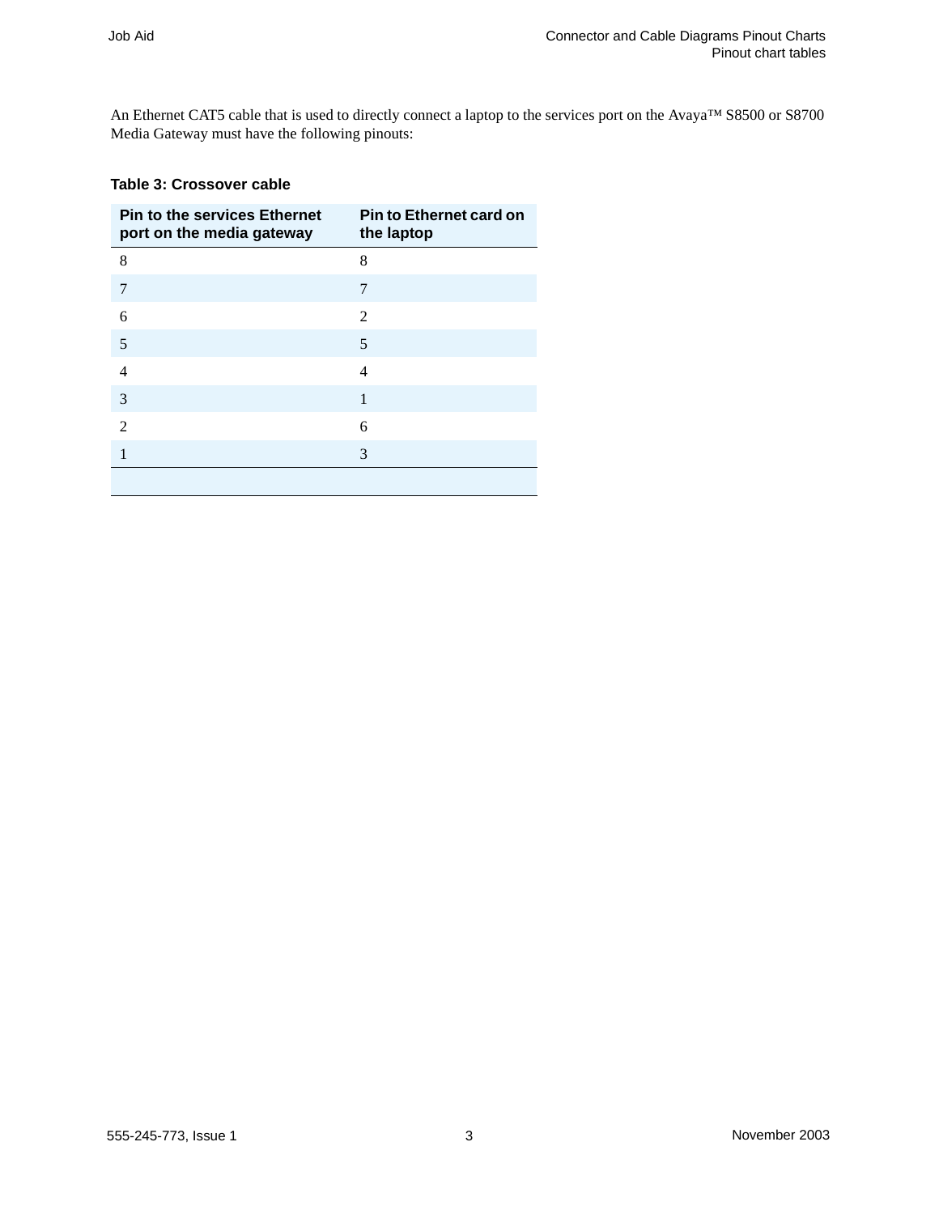An Ethernet CAT5 cable that is used to directly connect a laptop to the services port on the Avaya™ S8500 or S8700 Media Gateway must have the following pinouts:

**Table 3: Crossover cable**

| Pin to the services Ethernet port on the media gateway | Pin to Ethernet card on the laptop |
|---|---|
| 8 | 8 |
| 7 | 7 |
| 6 | 2 |
| 5 | 5 |
| 4 | 4 |
| 3 | 1 |
| 2 | 6 |
| 1 | 3 |
| | |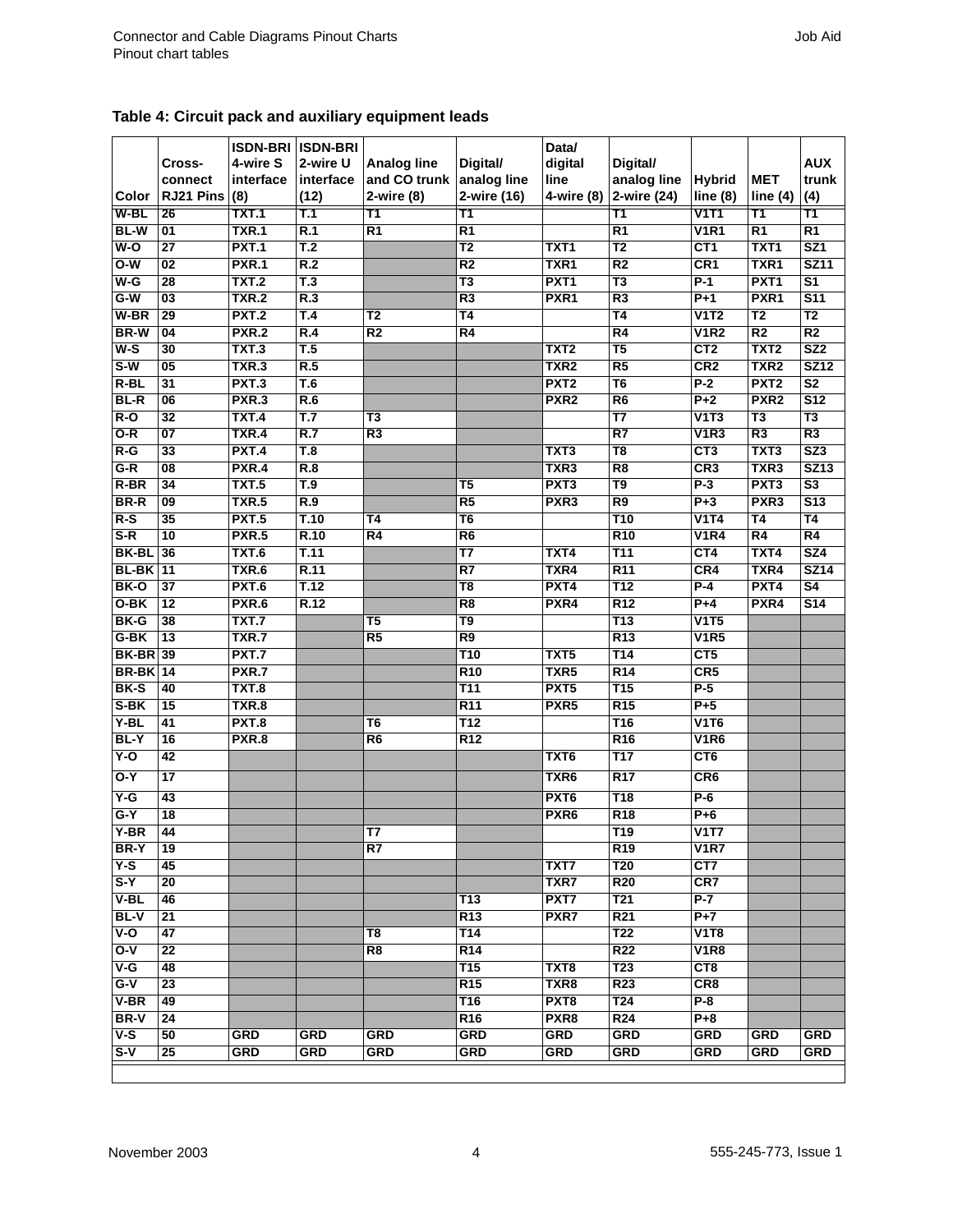**Table 4: Circuit pack and auxiliary equipment leads**

| Color | Cross-connect RJ21 Pins | ISDN-BRI 4-wire S interface (8) | ISDN-BRI 2-wire U interface (12) | Analog line and CO trunk 2-wire (8) | Digital/ analog line 2-wire (16) | Data/ digital line 4-wire (8) | Digital/ analog line 2-wire (24) | Hybrid line (8) | MET line (4) | AUX trunk (4) |
|---|---|---|---|---|---|---|---|---|---|---|
| W-BL | 26 | TXT.1 | T.1 | T1 | T1 | | T1 | V1T1 | T1 | T1 |
| BL-W | 01 | TXR.1 | R.1 | R1 | R1 | | R1 | V1R1 | R1 | R1 |
| W-O | 27 | PXT.1 | T.2 | | T2 | TXT1 | T2 | CT1 | TXT1 | SZ1 |
| O-W | 02 | PXR.1 | R.2 | | R2 | TXR1 | R2 | CR1 | TXR1 | SZ11 |
| W-G | 28 | TXT.2 | T.3 | | T3 | PXT1 | T3 | P-1 | PXT1 | S1 |
| G-W | 03 | TXR.2 | R.3 | | R3 | PXR1 | R3 | P+1 | PXR1 | S11 |
| W-BR | 29 | PXT.2 | T.4 | T2 | T4 | | T4 | V1T2 | T2 | T2 |
| BR-W | 04 | PXR.2 | R.4 | R2 | R4 | | R4 | V1R2 | R2 | R2 |
| W-S | 30 | TXT.3 | T.5 | | | TXT2 | T5 | CT2 | TXT2 | SZ2 |
| S-W | 05 | TXR.3 | R.5 | | | TXR2 | R5 | CR2 | TXR2 | SZ12 |
| R-BL | 31 | PXT.3 | T.6 | | | PXT2 | T6 | P-2 | PXT2 | S2 |
| BL-R | 06 | PXR.3 | R.6 | | | PXR2 | R6 | P+2 | PXR2 | S12 |
| R-O | 32 | TXT.4 | T.7 | T3 | | | T7 | V1T3 | T3 | T3 |
| O-R | 07 | TXR.4 | R.7 | R3 | | | R7 | V1R3 | R3 | R3 |
| R-G | 33 | PXT.4 | T.8 | | | TXT3 | T8 | CT3 | TXT3 | SZ3 |
| G-R | 08 | PXR.4 | R.8 | | | TXR3 | R8 | CR3 | TXR3 | SZ13 |
| R-BR | 34 | TXT.5 | T.9 | | T5 | PXT3 | T9 | P-3 | PXT3 | S3 |
| BR-R | 09 | TXR.5 | R.9 | | R5 | PXR3 | R9 | P+3 | PXR3 | S13 |
| R-S | 35 | PXT.5 | T.10 | T4 | T6 | | T10 | V1T4 | T4 | T4 |
| S-R | 10 | PXR.5 | R.10 | R4 | R6 | | R10 | V1R4 | R4 | R4 |
| BK-BL | 36 | TXT.6 | T.11 | | T7 | TXT4 | T11 | CT4 | TXT4 | SZ4 |
| BL-BK | 11 | TXR.6 | R.11 | | R7 | TXR4 | R11 | CR4 | TXR4 | SZ14 |
| BK-O | 37 | PXT.6 | T.12 | | T8 | PXT4 | T12 | P-4 | PXT4 | S4 |
| O-BK | 12 | PXR.6 | R.12 | | R8 | PXR4 | R12 | P+4 | PXR4 | S14 |
| BK-G | 38 | TXT.7 | | T5 | T9 | | T13 | V1T5 | | |
| G-BK | 13 | TXR.7 | | R5 | R9 | | R13 | V1R5 | | |
| BK-BR | 39 | PXT.7 | | | T10 | TXT5 | T14 | CT5 | | |
| BR-BK | 14 | PXR.7 | | | R10 | TXR5 | R14 | CR5 | | |
| BK-S | 40 | TXT.8 | | | T11 | PXT5 | T15 | P-5 | | |
| S-BK | 15 | TXR.8 | | | R11 | PXR5 | R15 | P+5 | | |
| Y-BL | 41 | PXT.8 | | T6 | T12 | | T16 | V1T6 | | |
| BL-Y | 16 | PXR.8 | | R6 | R12 | | R16 | V1R6 | | |
| Y-O | 42 | | | | | TXT6 | T17 | CT6 | | |
| O-Y | 17 | | | | | TXR6 | R17 | CR6 | | |
| Y-G | 43 | | | | | PXT6 | T18 | P-6 | | |
| G-Y | 18 | | | | | PXR6 | R18 | P+6 | | |
| Y-BR | 44 | | | T7 | | | T19 | V1T7 | | |
| BR-Y | 19 | | | R7 | | | R19 | V1R7 | | |
| Y-S | 45 | | | | | TXT7 | T20 | CT7 | | |
| S-Y | 20 | | | | | TXR7 | R20 | CR7 | | |
| V-BL | 46 | | | | T13 | PXT7 | T21 | P-7 | | |
| BL-V | 21 | | | | R13 | PXR7 | R21 | P+7 | | |
| V-O | 47 | | | T8 | T14 | | T22 | V1T8 | | |
| O-V | 22 | | | R8 | R14 | | R22 | V1R8 | | |
| V-G | 48 | | | | T15 | TXT8 | T23 | CT8 | | |
| G-V | 23 | | | | R15 | TXR8 | R23 | CR8 | | |
| V-BR | 49 | | | | T16 | PXT8 | T24 | P-8 | | |
| BR-V | 24 | | | | R16 | PXR8 | R24 | P+8 | | |
| V-S | 50 | GRD | GRD | GRD | GRD | GRD | GRD | GRD | GRD | GRD |
| S-V | 25 | GRD | GRD | GRD | GRD | GRD | GRD | GRD | GRD | GRD |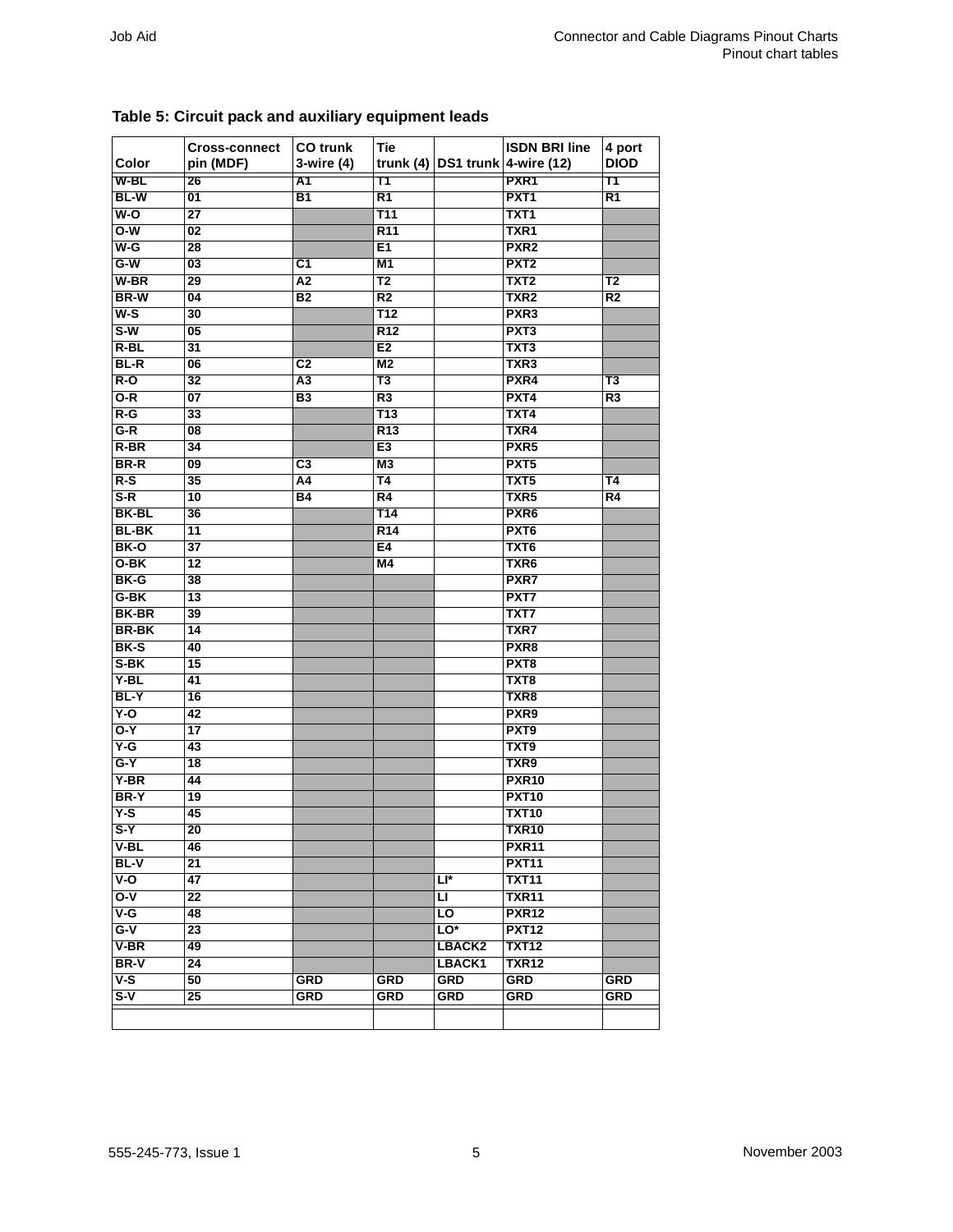**Table 5: Circuit pack and auxiliary equipment leads**

| Color | Cross-connect pin (MDF) | CO trunk 3-wire (4) | Tie trunk (4) | DS1 trunk | ISDN BRI line 4-wire (12) | 4 port DIOD |
|---|---|---|---|---|---|---|
| W-BL | 26 | A1 | T1 | | PXR1 | T1 |
| BL-W | 01 | B1 | R1 | | PXT1 | R1 |
| W-O | 27 | | T11 | | TXT1 | |
| O-W | 02 | | R11 | | TXR1 | |
| W-G | 28 | | E1 | | PXR2 | |
| G-W | 03 | C1 | M1 | | PXT2 | |
| W-BR | 29 | A2 | T2 | | TXT2 | T2 |
| BR-W | 04 | B2 | R2 | | TXR2 | R2 |
| W-S | 30 | | T12 | | PXR3 | |
| S-W | 05 | | R12 | | PXT3 | |
| R-BL | 31 | | E2 | | TXT3 | |
| BL-R | 06 | C2 | M2 | | TXR3 | |
| R-O | 32 | A3 | T3 | | PXR4 | T3 |
| O-R | 07 | B3 | R3 | | PXT4 | R3 |
| R-G | 33 | | T13 | | TXT4 | |
| G-R | 08 | | R13 | | TXR4 | |
| R-BR | 34 | | E3 | | PXR5 | |
| BR-R | 09 | C3 | M3 | | PXT5 | |
| R-S | 35 | A4 | T4 | | TXT5 | T4 |
| S-R | 10 | B4 | R4 | | TXR5 | R4 |
| BK-BL | 36 | | T14 | | PXR6 | |
| BL-BK | 11 | | R14 | | PXT6 | |
| BK-O | 37 | | E4 | | TXT6 | |
| O-BK | 12 | | M4 | | TXR6 | |
| BK-G | 38 | | | | PXR7 | |
| G-BK | 13 | | | | PXT7 | |
| BK-BR | 39 | | | | TXT7 | |
| BR-BK | 14 | | | | TXR7 | |
| BK-S | 40 | | | | PXR8 | |
| S-BK | 15 | | | | PXT8 | |
| Y-BL | 41 | | | | TXT8 | |
| BL-Y | 16 | | | | TXR8 | |
| Y-O | 42 | | | | PXR9 | |
| O-Y | 17 | | | | PXT9 | |
| Y-G | 43 | | | | TXT9 | |
| G-Y | 18 | | | | TXR9 | |
| Y-BR | 44 | | | | PXR10 | |
| BR-Y | 19 | | | | PXT10 | |
| Y-S | 45 | | | | TXT10 | |
| S-Y | 20 | | | | TXR10 | |
| V-BL | 46 | | | | PXR11 | |
| BL-V | 21 | | | | PXT11 | |
| V-O | 47 | | | LI* | TXT11 | |
| O-V | 22 | | | LI | TXR11 | |
| V-G | 48 | | | LO | PXR12 | |
| G-V | 23 | | | LO* | PXT12 | |
| V-BR | 49 | | | LBACK2 | TXT12 | |
| BR-V | 24 | | | LBACK1 | TXR12 | |
| V-S | 50 | GRD | GRD | GRD | GRD | GRD |
| S-V | 25 | GRD | GRD | GRD | GRD | GRD |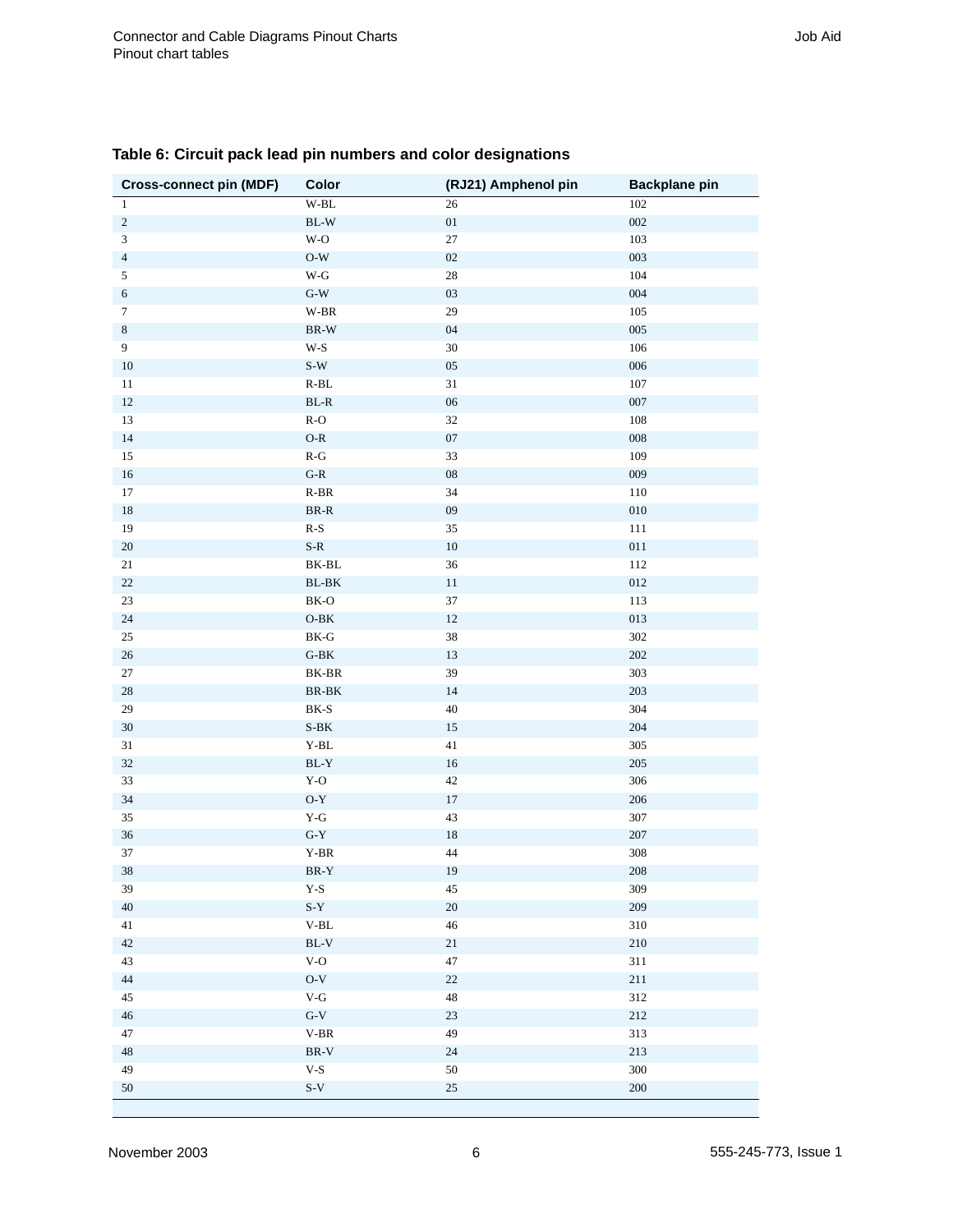**Table 6: Circuit pack lead pin numbers and color designations**

| Cross-connect pin (MDF) | Color | (RJ21) Amphenol pin | Backplane pin |
|---|---|---|---|
| 1 | W-BL | 26 | 102 |
| 2 | BL-W | 01 | 002 |
| 3 | W-O | 27 | 103 |
| 4 | O-W | 02 | 003 |
| 5 | W-G | 28 | 104 |
| 6 | G-W | 03 | 004 |
| 7 | W-BR | 29 | 105 |
| 8 | BR-W | 04 | 005 |
| 9 | W-S | 30 | 106 |
| 10 | S-W | 05 | 006 |
| 11 | R-BL | 31 | 107 |
| 12 | BL-R | 06 | 007 |
| 13 | R-O | 32 | 108 |
| 14 | O-R | 07 | 008 |
| 15 | R-G | 33 | 109 |
| 16 | G-R | 08 | 009 |
| 17 | R-BR | 34 | 110 |
| 18 | BR-R | 09 | 010 |
| 19 | R-S | 35 | 111 |
| 20 | S-R | 10 | 011 |
| 21 | BK-BL | 36 | 112 |
| 22 | BL-BK | 11 | 012 |
| 23 | BK-O | 37 | 113 |
| 24 | O-BK | 12 | 013 |
| 25 | BK-G | 38 | 302 |
| 26 | G-BK | 13 | 202 |
| 27 | BK-BR | 39 | 303 |
| 28 | BR-BK | 14 | 203 |
| 29 | BK-S | 40 | 304 |
| 30 | S-BK | 15 | 204 |
| 31 | Y-BL | 41 | 305 |
| 32 | BL-Y | 16 | 205 |
| 33 | Y-O | 42 | 306 |
| 34 | O-Y | 17 | 206 |
| 35 | Y-G | 43 | 307 |
| 36 | G-Y | 18 | 207 |
| 37 | Y-BR | 44 | 308 |
| 38 | BR-Y | 19 | 208 |
| 39 | Y-S | 45 | 309 |
| 40 | S-Y | 20 | 209 |
| 41 | V-BL | 46 | 310 |
| 42 | BL-V | 21 | 210 |
| 43 | V-O | 47 | 311 |
| 44 | O-V | 22 | 211 |
| 45 | V-G | 48 | 312 |
| 46 | G-V | 23 | 212 |
| 47 | V-BR | 49 | 313 |
| 48 | BR-V | 24 | 213 |
| 49 | V-S | 50 | 300 |
| 50 | S-V | 25 | 200 |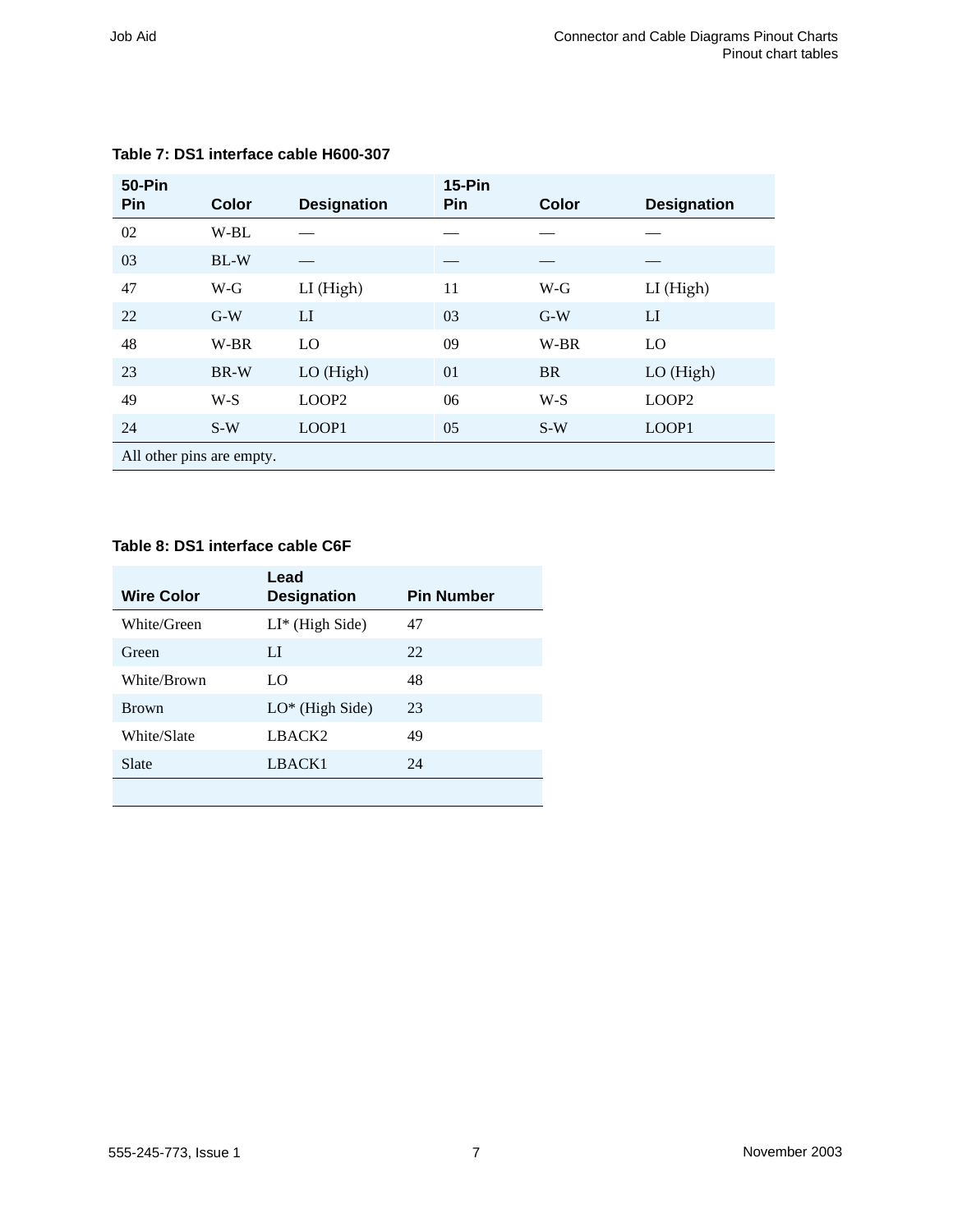**Table 7: DS1 interface cable H600-307**

| 50-Pin Pin | Color | Designation | 15-Pin Pin | Color | Designation |
|---|---|---|---|---|---|
| 02 | W-BL | — | — | — | — |
| 03 | BL-W | — | — | — | — |
| 47 | W-G | LI (High) | 11 | W-G | LI (High) |
| 22 | G-W | LI | 03 | G-W | LI |
| 48 | W-BR | LO | 09 | W-BR | LO |
| 23 | BR-W | LO (High) | 01 | BR | LO (High) |
| 49 | W-S | LOOP2 | 06 | W-S | LOOP2 |
| 24 | S-W | LOOP1 | 05 | S-W | LOOP1 |
| All other pins are empty. | | | | | |

**Table 8: DS1 interface cable C6F**

| Wire Color | Lead Designation | Pin Number |
|---|---|---|
| White/Green | LI* (High Side) | 47 |
| Green | LI | 22 |
| White/Brown | LO | 48 |
| Brown | LO* (High Side) | 23 |
| White/Slate | LBACK2 | 49 |
| Slate | LBACK1 | 24 |
| | | |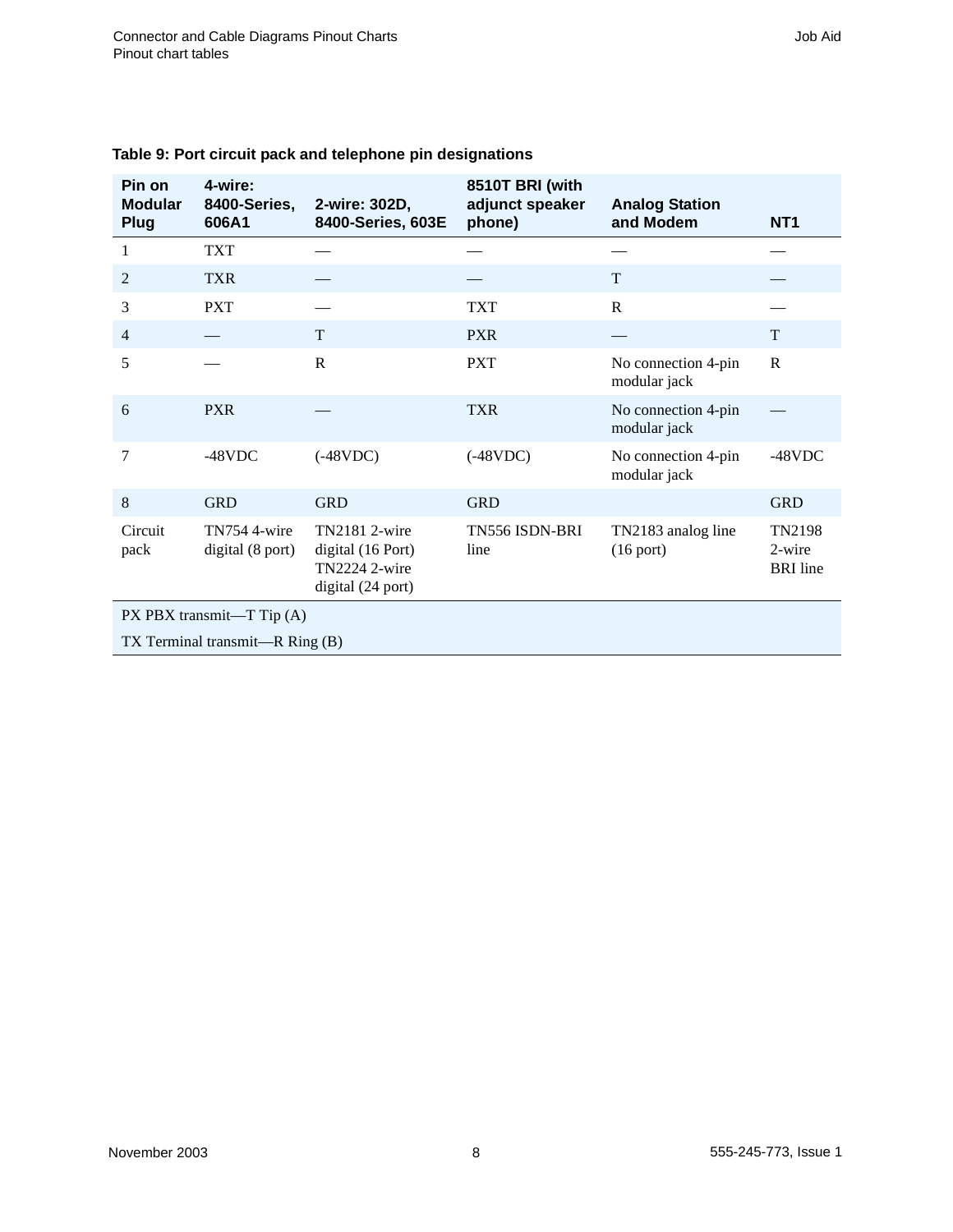**Table 9: Port circuit pack and telephone pin designations**

| Pin on Modular Plug | 4-wire: 8400-Series, 606A1 | 2-wire: 302D, 8400-Series, 603E | 8510T BRI (with adjunct speaker phone) | Analog Station and Modem | NT1 |
|---|---|---|---|---|---|
| 1 | TXT | — | — | — | — |
| 2 | TXR | — | — | T | — |
| 3 | PXT | — | TXT | R | — |
| 4 | — | T | PXR | — | T |
| 5 | — | R | PXT | No connection 4-pin modular jack | R |
| 6 | PXR | — | TXR | No connection 4-pin modular jack | — |
| 7 | -48VDC | (-48VDC) | (-48VDC) | No connection 4-pin modular jack | -48VDC |
| 8 | GRD | GRD | GRD | | GRD |
| Circuit pack | TN754 4-wire digital (8 port) | TN2181 2-wire digital (16 Port) TN2224 2-wire digital (24 port) | TN556 ISDN-BRI line | TN2183 analog line (16 port) | TN2198 2-wire BRI line |

PX PBX transmit—T Tip (A)

TX Terminal transmit—R Ring (B)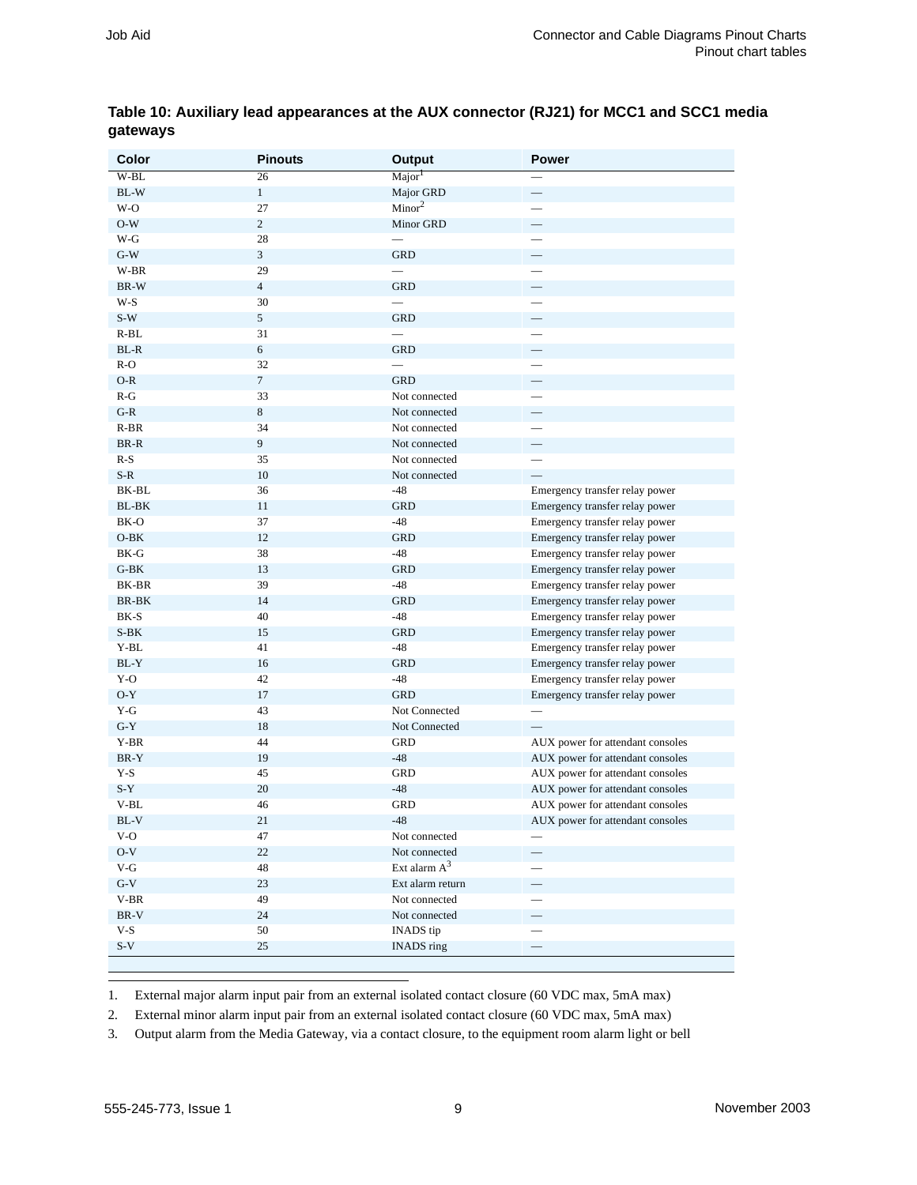### Table 10: Auxiliary lead appearances at the AUX connector (RJ21) for MCC1 and SCC1 media gateways

| Color | Pinouts | Output | Power |
|---|---|---|---|
| W-BL | 26 | Major[1] | — |
| BL-W | 1 | Major GRD | — |
| W-O | 27 | Minor[2] | — |
| O-W | 2 | Minor GRD | — |
| W-G | 28 | — | — |
| G-W | 3 | GRD | — |
| W-BR | 29 | — | — |
| BR-W | 4 | GRD | — |
| W-S | 30 | — | — |
| S-W | 5 | GRD | — |
| R-BL | 31 | — | — |
| BL-R | 6 | GRD | — |
| R-O | 32 | — | — |
| O-R | 7 | GRD | — |
| R-G | 33 | Not connected | — |
| G-R | 8 | Not connected | — |
| R-BR | 34 | Not connected | — |
| BR-R | 9 | Not connected | — |
| R-S | 35 | Not connected | — |
| S-R | 10 | Not connected | — |
| BK-BL | 36 | -48 | Emergency transfer relay power |
| BL-BK | 11 | GRD | Emergency transfer relay power |
| BK-O | 37 | -48 | Emergency transfer relay power |
| O-BK | 12 | GRD | Emergency transfer relay power |
| BK-G | 38 | -48 | Emergency transfer relay power |
| G-BK | 13 | GRD | Emergency transfer relay power |
| BK-BR | 39 | -48 | Emergency transfer relay power |
| BR-BK | 14 | GRD | Emergency transfer relay power |
| BK-S | 40 | -48 | Emergency transfer relay power |
| S-BK | 15 | GRD | Emergency transfer relay power |
| Y-BL | 41 | -48 | Emergency transfer relay power |
| BL-Y | 16 | GRD | Emergency transfer relay power |
| Y-O | 42 | -48 | Emergency transfer relay power |
| O-Y | 17 | GRD | Emergency transfer relay power |
| Y-G | 43 | Not Connected | — |
| G-Y | 18 | Not Connected | — |
| Y-BR | 44 | GRD | AUX power for attendant consoles |
| BR-Y | 19 | -48 | AUX power for attendant consoles |
| Y-S | 45 | GRD | AUX power for attendant consoles |
| S-Y | 20 | -48 | AUX power for attendant consoles |
| V-BL | 46 | GRD | AUX power for attendant consoles |
| BL-V | 21 | -48 | AUX power for attendant consoles |
| V-O | 47 | Not connected | — |
| O-V | 22 | Not connected | — |
| V-G | 48 | Ext alarm A[3] | — |
| G-V | 23 | Ext alarm return | — |
| V-BR | 49 | Not connected | — |
| BR-V | 24 | Not connected | — |
| V-S | 50 | INADS tip | — |
| S-V | 25 | INADS ring | — |

1. External major alarm input pair from an external isolated contact closure (60 VDC max, 5mA max)
2. External minor alarm input pair from an external isolated contact closure (60 VDC max, 5mA max)
3. Output alarm from the Media Gateway, via a contact closure, to the equipment room alarm light or bell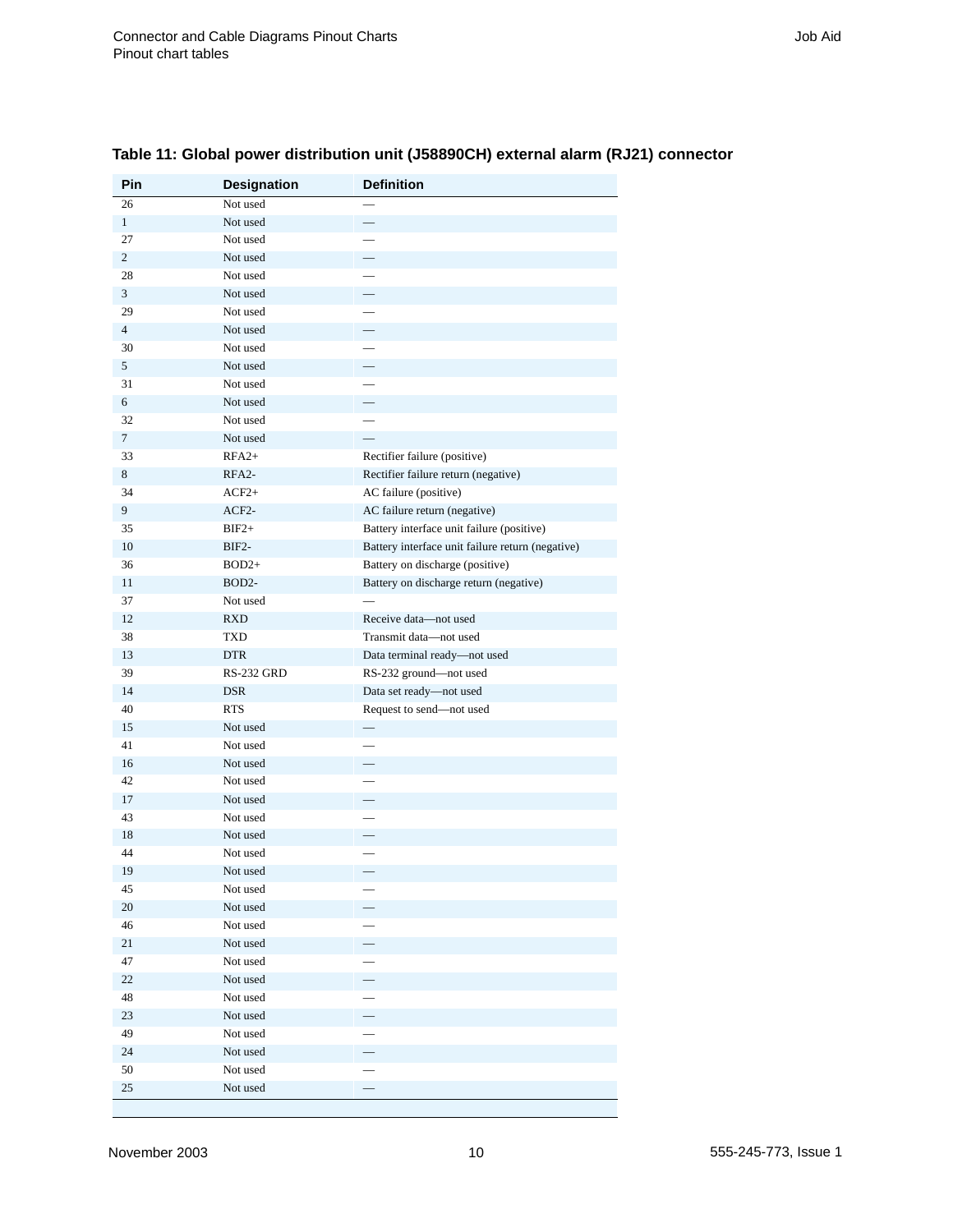**Table 11: Global power distribution unit (J58890CH) external alarm (RJ21) connector**

| Pin | Designation | Definition |
|---|---|---|
| 26 | Not used | — |
| 1 | Not used | — |
| 27 | Not used | — |
| 2 | Not used | — |
| 28 | Not used | — |
| 3 | Not used | — |
| 29 | Not used | — |
| 4 | Not used | — |
| 30 | Not used | — |
| 5 | Not used | — |
| 31 | Not used | — |
| 6 | Not used | — |
| 32 | Not used | — |
| 7 | Not used | — |
| 33 | RFA2+ | Rectifier failure (positive) |
| 8 | RFA2- | Rectifier failure return (negative) |
| 34 | ACF2+ | AC failure (positive) |
| 9 | ACF2- | AC failure return (negative) |
| 35 | BIF2+ | Battery interface unit failure (positive) |
| 10 | BIF2- | Battery interface unit failure return (negative) |
| 36 | BOD2+ | Battery on discharge (positive) |
| 11 | BOD2- | Battery on discharge return (negative) |
| 37 | Not used | — |
| 12 | RXD | Receive data—not used |
| 38 | TXD | Transmit data—not used |
| 13 | DTR | Data terminal ready—not used |
| 39 | RS-232 GRD | RS-232 ground—not used |
| 14 | DSR | Data set ready—not used |
| 40 | RTS | Request to send—not used |
| 15 | Not used | — |
| 41 | Not used | — |
| 16 | Not used | — |
| 42 | Not used | — |
| 17 | Not used | — |
| 43 | Not used | — |
| 18 | Not used | — |
| 44 | Not used | — |
| 19 | Not used | — |
| 45 | Not used | — |
| 20 | Not used | — |
| 46 | Not used | — |
| 21 | Not used | — |
| 47 | Not used | — |
| 22 | Not used | — |
| 48 | Not used | — |
| 23 | Not used | — |
| 49 | Not used | — |
| 24 | Not used | — |
| 50 | Not used | — |
| 25 | Not used | — |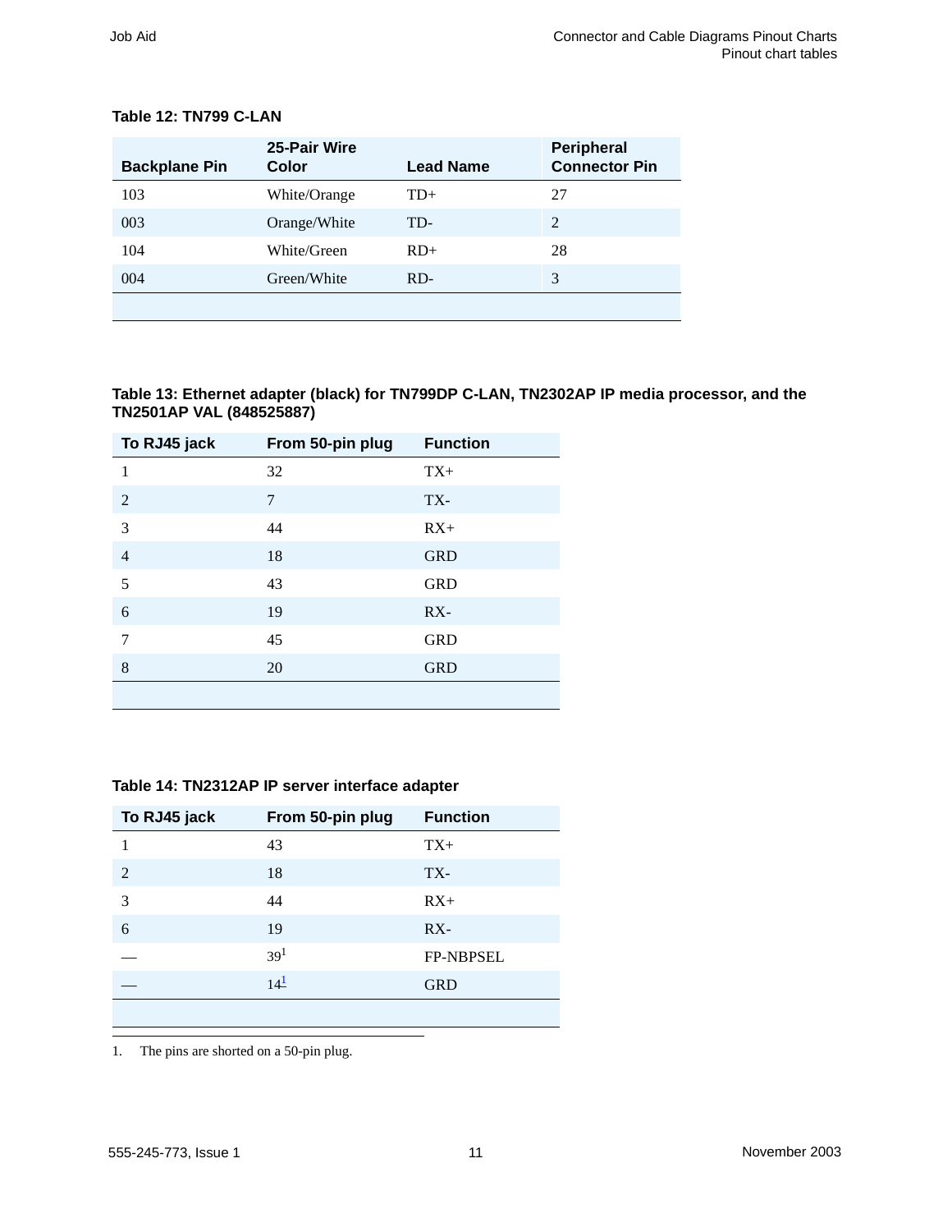**Table 12: TN799 C-LAN**

| Backplane Pin | 25-Pair Wire Color | Lead Name | Peripheral Connector Pin |
|---|---|---|---|
| 103 | White/Orange | TD+ | 27 |
| 003 | Orange/White | TD- | 2 |
| 104 | White/Green | RD+ | 28 |
| 004 | Green/White | RD- | 3 |

**Table 13: Ethernet adapter (black) for TN799DP C-LAN, TN2302AP IP media processor, and the TN2501AP VAL (848525887)**

| To RJ45 jack | From 50-pin plug | Function |
|---|---|---|
| 1 | 32 | TX+ |
| 2 | 7 | TX- |
| 3 | 44 | RX+ |
| 4 | 18 | GRD |
| 5 | 43 | GRD |
| 6 | 19 | RX- |
| 7 | 45 | GRD |
| 8 | 20 | GRD |

**Table 14: TN2312AP IP server interface adapter**

| To RJ45 jack | From 50-pin plug | Function |
|---|---|---|
| 1 | 43 | TX+ |
| 2 | 18 | TX- |
| 3 | 44 | RX+ |
| 6 | 19 | RX- |
| — | 39[1] | FP-NBPSEL |
| — | 14[1] | GRD |

1. The pins are shorted on a 50-pin plug.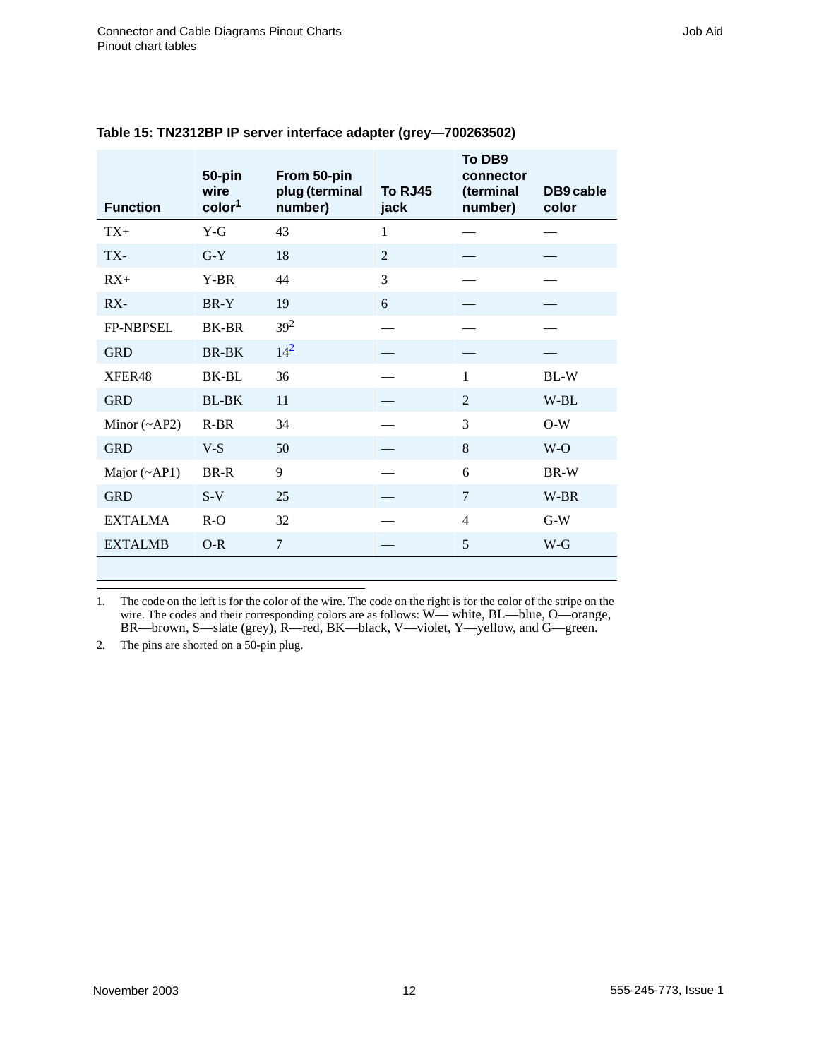**Table 15: TN2312BP IP server interface adapter (grey—700263502)**

| Function | 50-pin wire color[1] | From 50-pin plug (terminal number) | To RJ45 jack | To DB9 connector (terminal number) | DB9 cable color |
|---|---|---|---|---|---|
| TX+ | Y-G | 43 | 1 | — | — |
| TX- | G-Y | 18 | 2 | — | — |
| RX+ | Y-BR | 44 | 3 | — | — |
| RX- | BR-Y | 19 | 6 | — | — |
| FP-NBPSEL | BK-BR | 39[2] | — | — | — |
| GRD | BR-BK | 14[2] | — | — | — |
| XFER48 | BK-BL | 36 | — | 1 | BL-W |
| GRD | BL-BK | 11 | — | 2 | W-BL |
| Minor (~AP2) | R-BR | 34 | — | 3 | O-W |
| GRD | V-S | 50 | — | 8 | W-O |
| Major (~AP1) | BR-R | 9 | — | 6 | BR-W |
| GRD | S-V | 25 | — | 7 | W-BR |
| EXTALMA | R-O | 32 | — | 4 | G-W |
| EXTALMB | O-R | 7 | — | 5 | W-G |

1. The code on the left is for the color of the wire. The code on the right is for the color of the stripe on the wire. The codes and their corresponding colors are as follows: W— white, BL—blue, O—orange, BR—brown, S—slate (grey), R—red, BK—black, V—violet, Y—yellow, and G—green.

2. The pins are shorted on a 50-pin plug.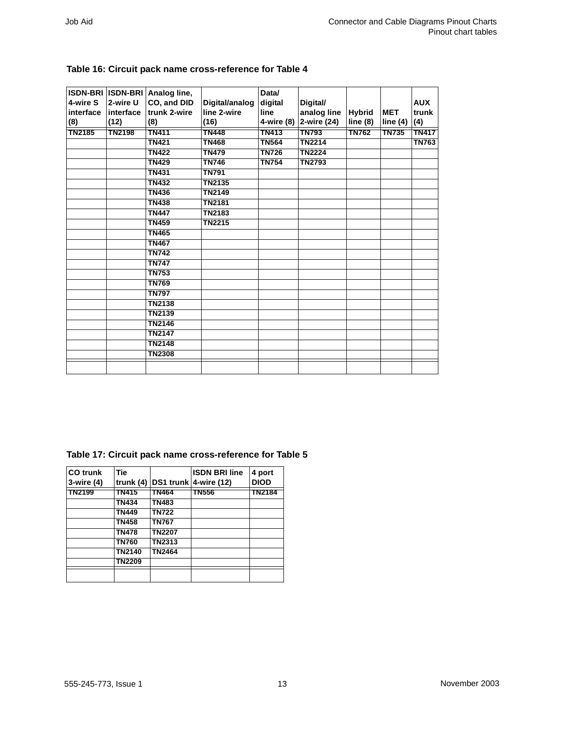**Table 16: Circuit pack name cross-reference for Table 4**

| ISDN-BRI 4-wire S interface (8) | ISDN-BRI 2-wire U interface (12) | Analog line, CO, and DID trunk 2-wire (8) | Digital/analog line 2-wire (16) | Data/ digital line 4-wire (8) | Digital/ analog line 2-wire (24) | Hybrid line (8) | MET line (4) | AUX trunk (4) |
|---|---|---|---|---|---|---|---|---|
| TN2185 | TN2198 | TN411 | TN448 | TN413 | TN793 | TN762 | TN735 | TN417 |
| | | TN421 | TN468 | TN564 | TN2214 | | | TN763 |
| | | TN422 | TN479 | TN726 | TN2224 | | | |
| | | TN429 | TN746 | TN754 | TN2793 | | | |
| | | TN431 | TN791 | | | | | |
| | | TN432 | TN2135 | | | | | |
| | | TN436 | TN2149 | | | | | |
| | | TN438 | TN2181 | | | | | |
| | | TN447 | TN2183 | | | | | |
| | | TN459 | TN2215 | | | | | |
| | | TN465 | | | | | | |
| | | TN467 | | | | | | |
| | | TN742 | | | | | | |
| | | TN747 | | | | | | |
| | | TN753 | | | | | | |
| | | TN769 | | | | | | |
| | | TN797 | | | | | | |
| | | TN2138 | | | | | | |
| | | TN2139 | | | | | | |
| | | TN2146 | | | | | | |
| | | TN2147 | | | | | | |
| | | TN2148 | | | | | | |
| | | TN2308 | | | | | | |
| | | | | | | | | |

**Table 17: Circuit pack name cross-reference for Table 5**

| CO trunk 3-wire (4) | Tie trunk (4) | DS1 trunk | ISDN BRI line 4-wire (12) | 4 port DIOD |
|---|---|---|---|---|
| TN2199 | TN415 | TN464 | TN556 | TN2184 |
| | TN434 | TN483 | | |
| | TN449 | TN722 | | |
| | TN458 | TN767 | | |
| | TN478 | TN2207 | | |
| | TN760 | TN2313 | | |
| | TN2140 | TN2464 | | |
| | TN2209 | | | |
| | | | | |